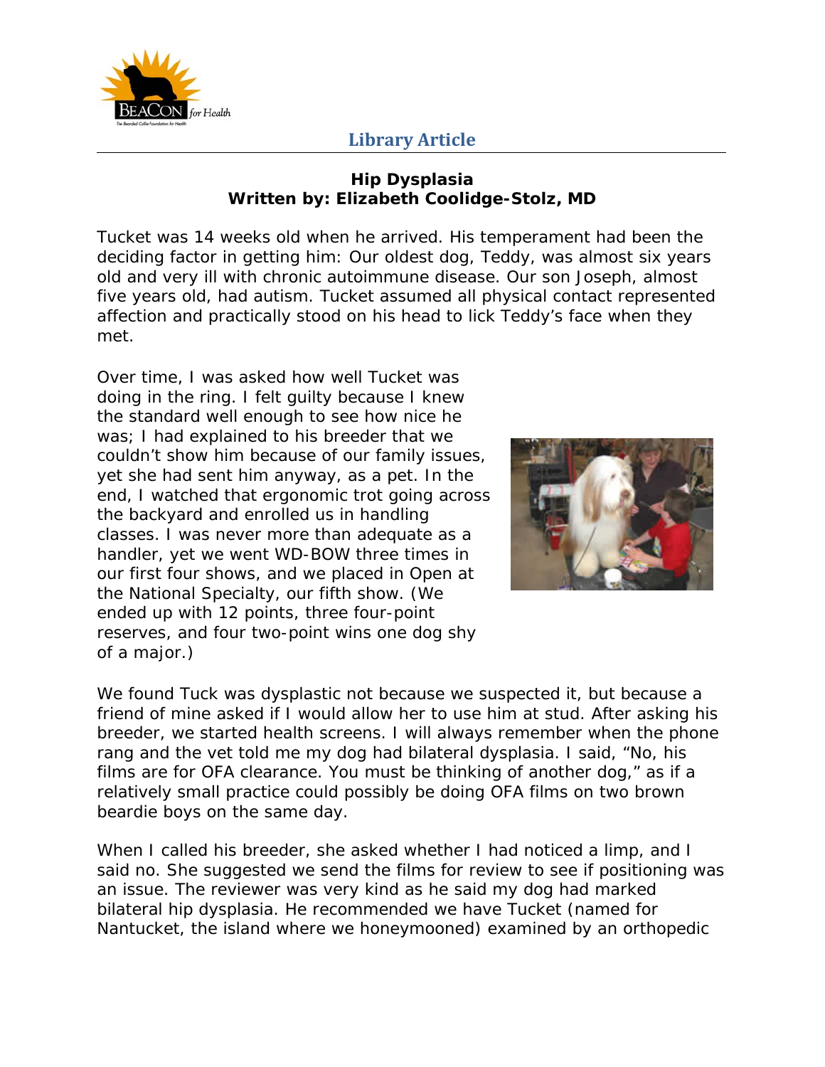Library Article

# Hip Dysplasia

**Written by: Elizabeth Coolidge-Stolz, MD**

Tucket was 14 weeks old when he arrived. His temperament had been the deciding factor in getting him: Our oldest dog, Teddy, was almost six years old and very ill with chronic autoimmune disease. Our son Joseph, almost five years old, had autism. Tucket assumed all physical contact represented affection and practically stood on his head to lick Teddy's face when they met.

Over time, I was asked how well Tucket was doing in the ring. I felt guilty because I knew the standard well enough to see how nice he was; I had explained to his breeder that we couldn't show him because of our family issues, yet she had sent him anyway, as a pet. In the end, I watched that ergonomic trot going across the backyard and enrolled us in handling classes. I was never more than adequate as a handler, yet we went WD-BOW three times in our first four shows, and we placed in Open at the National Specialty, our fifth show. (We ended up with 12 points, three four-point reserves, and four two-point wins one dog shy of a major.)

We found Tuck was dysplastic not because we suspected it, but because a friend of mine asked if I would allow her to use him at stud. After asking his breeder, we started health screens. I will always remember when the phone rang and the vet told me my dog had bilateral dysplasia. I said, "No, his films are for OFA clearance. You must be thinking of another dog," as if a relatively small practice could possibly be doing OFA films on two brown beardie boys on the same day.

When I called his breeder, she asked whether I had noticed a limp, and I said no. She suggested we send the films for review to see if positioning was an issue. The reviewer was very kind as he said my dog had marked bilateral hip dysplasia. He recommended we have Tucket (named for Nantucket, the island where we honeymooned) examined by an orthopedic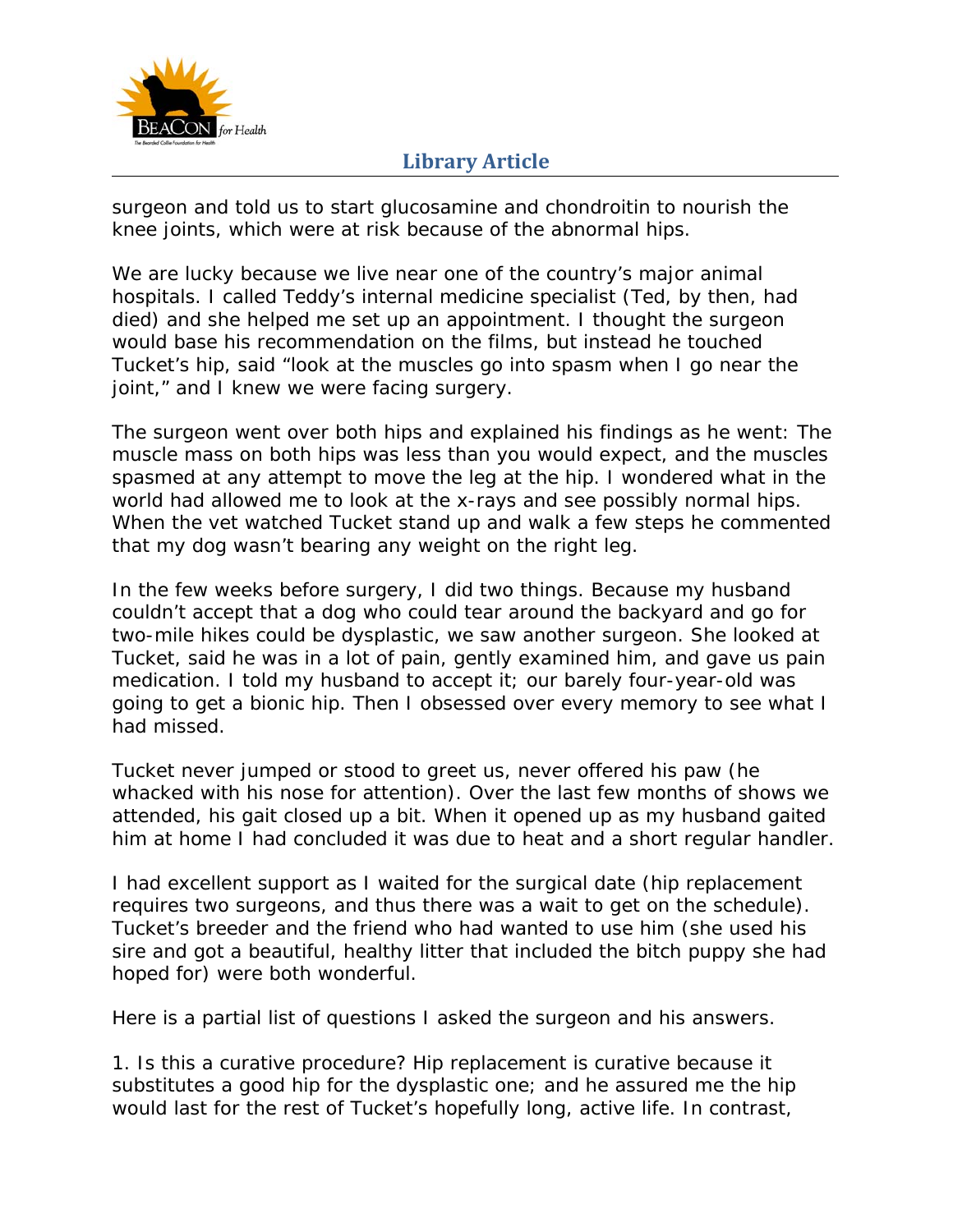surgeon and told us to start glucosamine and chondroitin to nourish the knee joints, which were at risk because of the abnormal hips.

We are lucky because we live near one of the country's major animal hospitals. I called Teddy's internal medicine specialist (Ted, by then, had died) and she helped me set up an appointment. I thought the surgeon would base his recommendation on the films, but instead he touched Tucket's hip, said "look at the muscles go into spasm when I go near the joint," and I knew we were facing surgery.

The surgeon went over both hips and explained his findings as he went: The muscle mass on both hips was less than you would expect, and the muscles spasmed at any attempt to move the leg at the hip. I wondered what in the world had allowed me to look at the x-rays and see possibly normal hips. When the vet watched Tucket stand up and walk a few steps he commented that my dog wasn't bearing any weight on the right leg.

In the few weeks before surgery, I did two things. Because my husband couldn't accept that a dog who could tear around the backyard and go for two-mile hikes could be dysplastic, we saw another surgeon. She looked at Tucket, said he was in a lot of pain, gently examined him, and gave us pain medication. I told my husband to accept it; our barely four-year-old was going to get a bionic hip. Then I obsessed over every memory to see what I had missed.

Tucket never jumped or stood to greet us, never offered his paw (he whacked with his nose for attention). Over the last few months of shows we attended, his gait closed up a bit. When it opened up as my husband gaited him at home I had concluded it was due to heat and a short regular handler.

I had excellent support as I waited for the surgical date (hip replacement requires two surgeons, and thus there was a wait to get on the schedule). Tucket's breeder and the friend who had wanted to use him (she used his sire and got a beautiful, healthy litter that included the bitch puppy she had hoped for) were both wonderful.

Here is a partial list of questions I asked the surgeon and his answers.

1. Is this a curative procedure? Hip replacement is curative because it substitutes a good hip for the dysplastic one; and he assured me the hip would last for the rest of Tucket's hopefully long, active life. In contrast,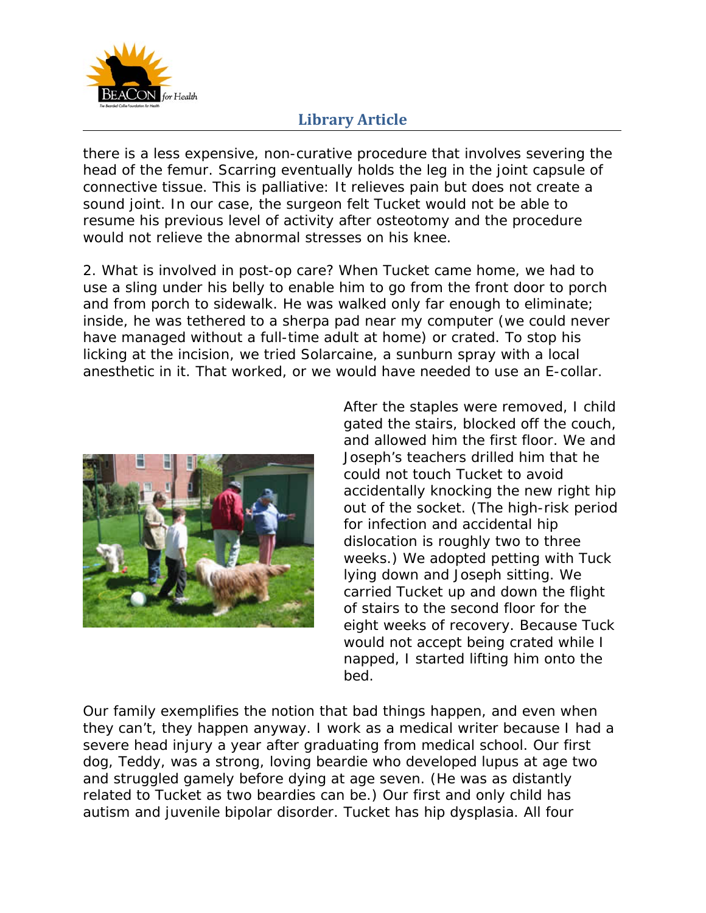there is a less expensive, non-curative procedure that involves severing the head of the femur. Scarring eventually holds the leg in the joint capsule of connective tissue. This is palliative: It relieves pain but does not create a sound joint. In our case, the surgeon felt Tucket would not be able to resume his previous level of activity after osteotomy and the procedure would not relieve the abnormal stresses on his knee.

2. What is involved in post-op care? When Tucket came home, we had to use a sling under his belly to enable him to go from the front door to porch and from porch to sidewalk. He was walked only far enough to eliminate; inside, he was tethered to a sherpa pad near my computer (we could never have managed without a full-time adult at home) or crated. To stop his licking at the incision, we tried Solarcaine, a sunburn spray with a local anesthetic in it. That worked, or we would have needed to use an E-collar.

After the staples were removed, I child gated the stairs, blocked off the couch, and allowed him the first floor. We and Joseph's teachers drilled him that he could not touch Tucket to avoid accidentally knocking the new right hip out of the socket. (The high-risk period for infection and accidental hip dislocation is roughly two to three weeks.) We adopted petting with Tuck lying down and Joseph sitting. We carried Tucket up and down the flight of stairs to the second floor for the eight weeks of recovery. Because Tuck would not accept being crated while I napped, I started lifting him onto the bed.

Our family exemplifies the notion that bad things happen, and even when they can't, they happen anyway. I work as a medical writer because I had a severe head injury a year after graduating from medical school. Our first dog, Teddy, was a strong, loving beardie who developed lupus at age two and struggled gamely before dying at age seven. (He was as distantly related to Tucket as two beardies can be.) Our first and only child has autism and juvenile bipolar disorder. Tucket has hip dysplasia. All four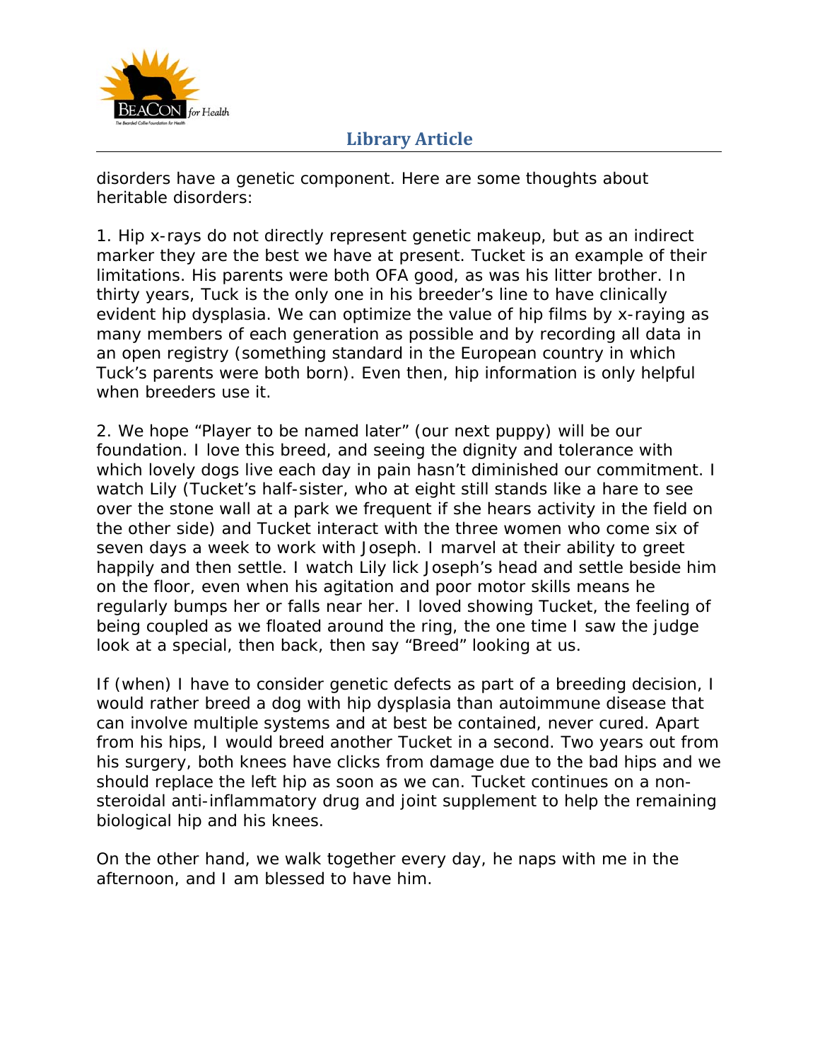disorders have a genetic component. Here are some thoughts about heritable disorders:

1. Hip x-rays do not directly represent genetic makeup, but as an indirect marker they are the best we have at present. Tucket is an example of their limitations. His parents were both OFA good, as was his litter brother. In thirty years, Tuck is the only one in his breeder's line to have clinically evident hip dysplasia. We can optimize the value of hip films by x-raying as many members of each generation as possible and by recording all data in an open registry (something standard in the European country in which Tuck's parents were both born). Even then, hip information is only helpful when breeders use it.

2. We hope "Player to be named later" (our next puppy) will be our foundation. I love this breed, and seeing the dignity and tolerance with which lovely dogs live each day in pain hasn't diminished our commitment. I watch Lily (Tucket's half-sister, who at eight still stands like a hare to see over the stone wall at a park we frequent if she hears activity in the field on the other side) and Tucket interact with the three women who come six of seven days a week to work with Joseph. I marvel at their ability to greet happily and then settle. I watch Lily lick Joseph's head and settle beside him on the floor, even when his agitation and poor motor skills means he regularly bumps her or falls near her. I loved showing Tucket, the feeling of being coupled as we floated around the ring, the one time I saw the judge look at a special, then back, then say "Breed" looking at us.

If (when) I have to consider genetic defects as part of a breeding decision, I would rather breed a dog with hip dysplasia than autoimmune disease that can involve multiple systems and at best be contained, never cured. Apart from his hips, I would breed another Tucket in a second. Two years out from his surgery, both knees have clicks from damage due to the bad hips and we should replace the left hip as soon as we can. Tucket continues on a non-steroidal anti-inflammatory drug and joint supplement to help the remaining biological hip and his knees.

On the other hand, we walk together every day, he naps with me in the afternoon, and I am blessed to have him.